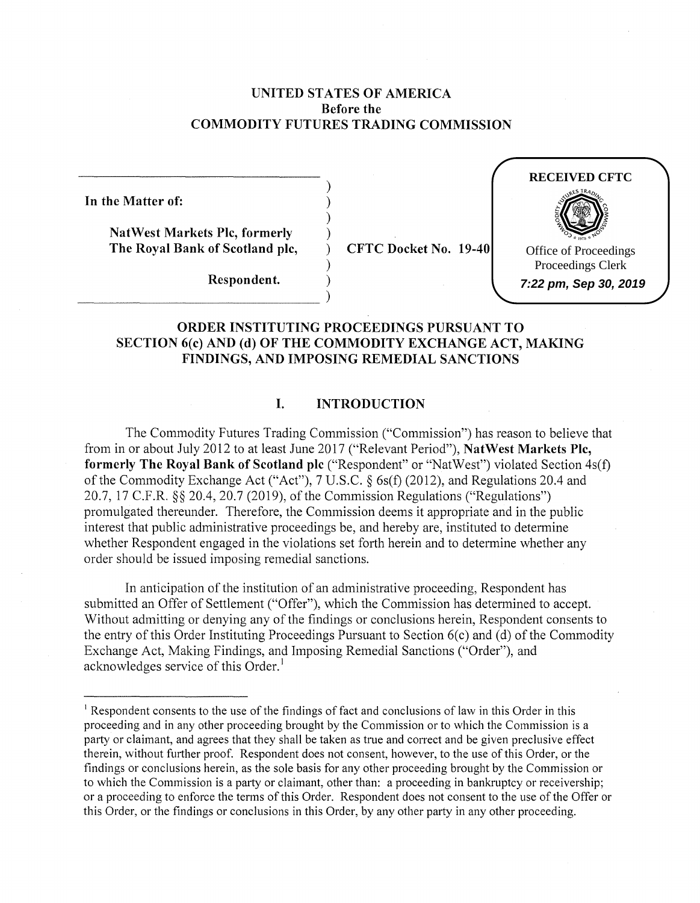# UNITED STATES OF AMERICA
## Before the
## COMMODITY FUTURES TRADING COMMISSION

RECEIVED CFTC

Office of Proceedings
Proceedings Clerk
*7:22 pm, Sep 30, 2019*

**In the Matter of:**

**NatWest Markets Plc, formerly The Royal Bank of Scotland plc,**

**Respondent.**

**CFTC Docket No. 19-40**

## ORDER INSTITUTING PROCEEDINGS PURSUANT TO SECTION 6(c) AND (d) OF THE COMMODITY EXCHANGE ACT, MAKING FINDINGS, AND IMPOSING REMEDIAL SANCTIONS

## I. INTRODUCTION

The Commodity Futures Trading Commission ("Commission") has reason to believe that from in or about July 2012 to at least June 2017 ("Relevant Period"), **NatWest Markets Plc, formerly The Royal Bank of Scotland plc** ("Respondent" or "NatWest") violated Section 4s(f) of the Commodity Exchange Act ("Act"), 7 U.S.C. § 6s(f) (2012), and Regulations 20.4 and 20.7, 17 C.F.R. §§ 20.4, 20.7 (2019), of the Commission Regulations ("Regulations") promulgated thereunder. Therefore, the Commission deems it appropriate and in the public interest that public administrative proceedings be, and hereby are, instituted to determine whether Respondent engaged in the violations set forth herein and to determine whether any order should be issued imposing remedial sanctions.

In anticipation of the institution of an administrative proceeding, Respondent has submitted an Offer of Settlement ("Offer"), which the Commission has determined to accept. Without admitting or denying any of the findings or conclusions herein, Respondent consents to the entry of this Order Instituting Proceedings Pursuant to Section 6(c) and (d) of the Commodity Exchange Act, Making Findings, and Imposing Remedial Sanctions ("Order"), and acknowledges service of this Order.[1]

[1] Respondent consents to the use of the findings of fact and conclusions of law in this Order in this proceeding and in any other proceeding brought by the Commission or to which the Commission is a party or claimant, and agrees that they shall be taken as true and correct and be given preclusive effect therein, without further proof. Respondent does not consent, however, to the use of this Order, or the findings or conclusions herein, as the sole basis for any other proceeding brought by the Commission or to which the Commission is a party or claimant, other than: a proceeding in bankruptcy or receivership; or a proceeding to enforce the terms of this Order. Respondent does not consent to the use of the Offer or this Order, or the findings or conclusions in this Order, by any other party in any other proceeding.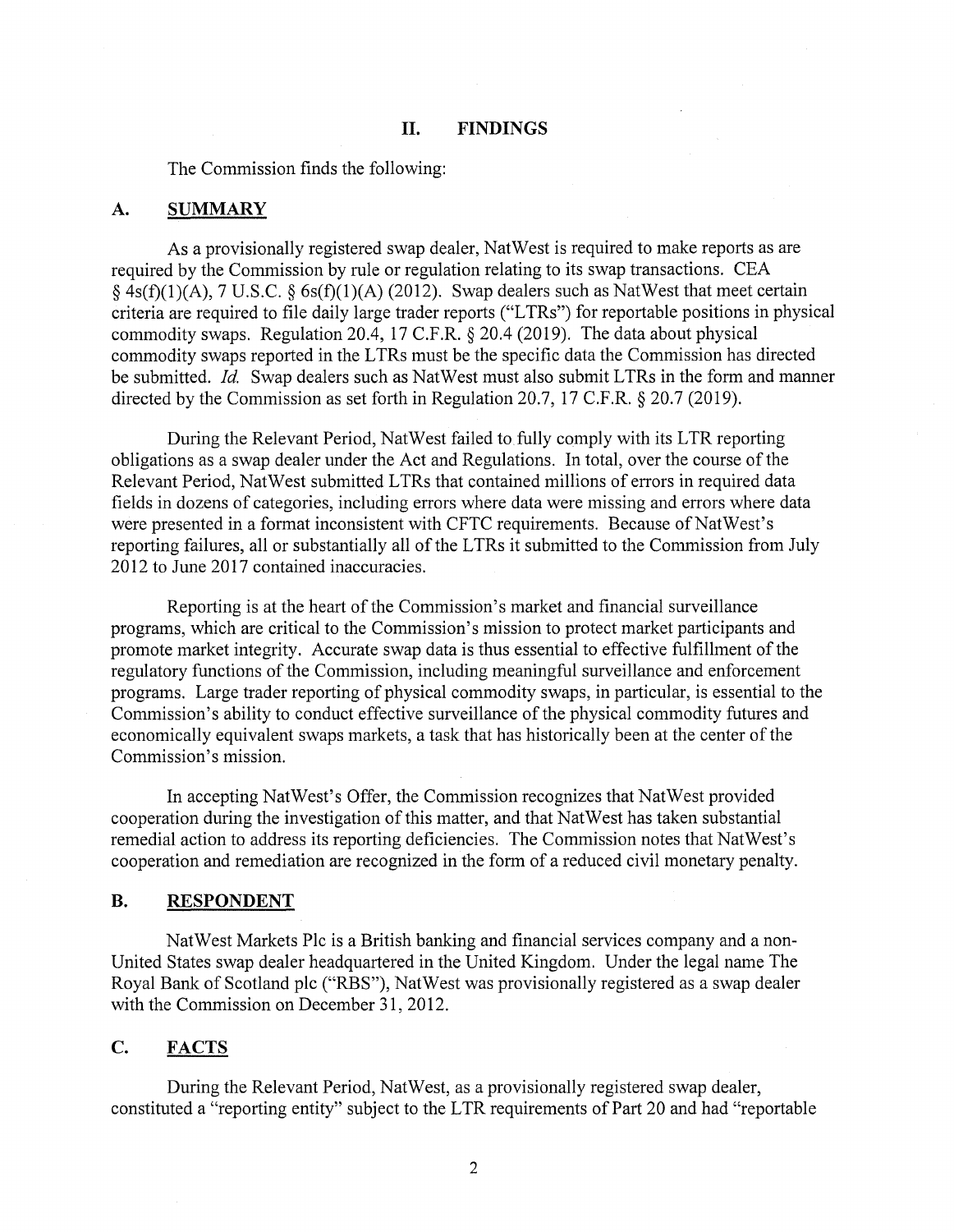## II. FINDINGS

The Commission finds the following:

### A. SUMMARY

As a provisionally registered swap dealer, NatWest is required to make reports as are required by the Commission by rule or regulation relating to its swap transactions. CEA § 4s(f)(1)(A), 7 U.S.C. § 6s(f)(1)(A) (2012). Swap dealers such as NatWest that meet certain criteria are required to file daily large trader reports ("LTRs") for reportable positions in physical commodity swaps. Regulation 20.4, 17 C.F.R. § 20.4 (2019). The data about physical commodity swaps reported in the LTRs must be the specific data the Commission has directed be submitted. *Id.* Swap dealers such as NatWest must also submit LTRs in the form and manner directed by the Commission as set forth in Regulation 20.7, 17 C.F.R. § 20.7 (2019).

During the Relevant Period, NatWest failed to fully comply with its LTR reporting obligations as a swap dealer under the Act and Regulations. In total, over the course of the Relevant Period, NatWest submitted LTRs that contained millions of errors in required data fields in dozens of categories, including errors where data were missing and errors where data were presented in a format inconsistent with CFTC requirements. Because of NatWest's reporting failures, all or substantially all of the LTRs it submitted to the Commission from July 2012 to June 2017 contained inaccuracies.

Reporting is at the heart of the Commission's market and financial surveillance programs, which are critical to the Commission's mission to protect market participants and promote market integrity. Accurate swap data is thus essential to effective fulfillment of the regulatory functions of the Commission, including meaningful surveillance and enforcement programs. Large trader reporting of physical commodity swaps, in particular, is essential to the Commission's ability to conduct effective surveillance of the physical commodity futures and economically equivalent swaps markets, a task that has historically been at the center of the Commission's mission.

In accepting NatWest's Offer, the Commission recognizes that NatWest provided cooperation during the investigation of this matter, and that NatWest has taken substantial remedial action to address its reporting deficiencies. The Commission notes that NatWest's cooperation and remediation are recognized in the form of a reduced civil monetary penalty.

### B. RESPONDENT

NatWest Markets Plc is a British banking and financial services company and a non-United States swap dealer headquartered in the United Kingdom. Under the legal name The Royal Bank of Scotland plc ("RBS"), NatWest was provisionally registered as a swap dealer with the Commission on December 31, 2012.

### C. FACTS

During the Relevant Period, NatWest, as a provisionally registered swap dealer, constituted a "reporting entity" subject to the LTR requirements of Part 20 and had "reportable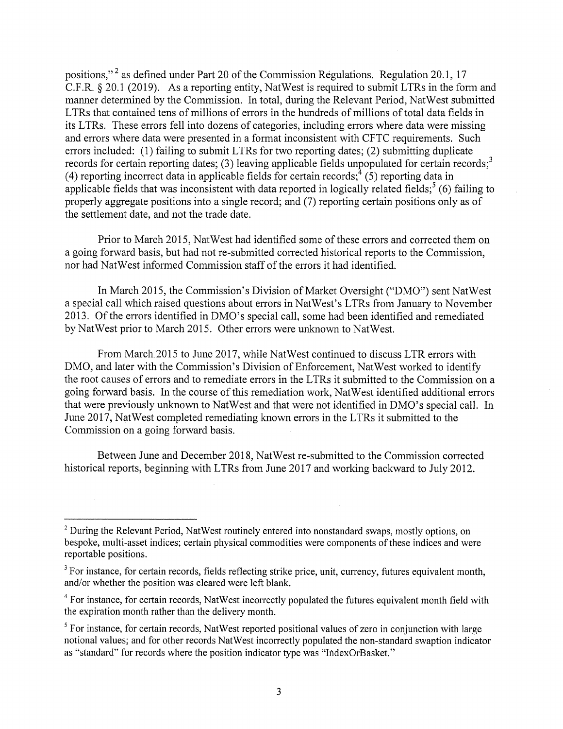positions,"[2] as defined under Part 20 of the Commission Regulations. Regulation 20.1, 17 C.F.R. § 20.1 (2019). As a reporting entity, NatWest is required to submit LTRs in the form and manner determined by the Commission. In total, during the Relevant Period, NatWest submitted LTRs that contained tens of millions of errors in the hundreds of millions of total data fields in its LTRs. These errors fell into dozens of categories, including errors where data were missing and errors where data were presented in a format inconsistent with CFTC requirements. Such errors included: (1) failing to submit LTRs for two reporting dates; (2) submitting duplicate records for certain reporting dates; (3) leaving applicable fields unpopulated for certain records;[3] (4) reporting incorrect data in applicable fields for certain records;[4] (5) reporting data in applicable fields that was inconsistent with data reported in logically related fields;[5] (6) failing to properly aggregate positions into a single record; and (7) reporting certain positions only as of the settlement date, and not the trade date.

Prior to March 2015, NatWest had identified some of these errors and corrected them on a going forward basis, but had not re-submitted corrected historical reports to the Commission, nor had NatWest informed Commission staff of the errors it had identified.

In March 2015, the Commission's Division of Market Oversight ("DMO") sent NatWest a special call which raised questions about errors in NatWest's LTRs from January to November 2013. Of the errors identified in DMO's special call, some had been identified and remediated by NatWest prior to March 2015. Other errors were unknown to NatWest.

From March 2015 to June 2017, while NatWest continued to discuss LTR errors with DMO, and later with the Commission's Division of Enforcement, NatWest worked to identify the root causes of errors and to remediate errors in the LTRs it submitted to the Commission on a going forward basis. In the course of this remediation work, NatWest identified additional errors that were previously unknown to NatWest and that were not identified in DMO's special call. In June 2017, NatWest completed remediating known errors in the LTRs it submitted to the Commission on a going forward basis.

Between June and December 2018, NatWest re-submitted to the Commission corrected historical reports, beginning with LTRs from June 2017 and working backward to July 2012.

---

[2] During the Relevant Period, NatWest routinely entered into nonstandard swaps, mostly options, on bespoke, multi-asset indices; certain physical commodities were components of these indices and were reportable positions.

[3] For instance, for certain records, fields reflecting strike price, unit, currency, futures equivalent month, and/or whether the position was cleared were left blank.

[4] For instance, for certain records, NatWest incorrectly populated the futures equivalent month field with the expiration month rather than the delivery month.

[5] For instance, for certain records, NatWest reported positional values of zero in conjunction with large notional values; and for other records NatWest incorrectly populated the non-standard swaption indicator as "standard" for records where the position indicator type was "IndexOrBasket."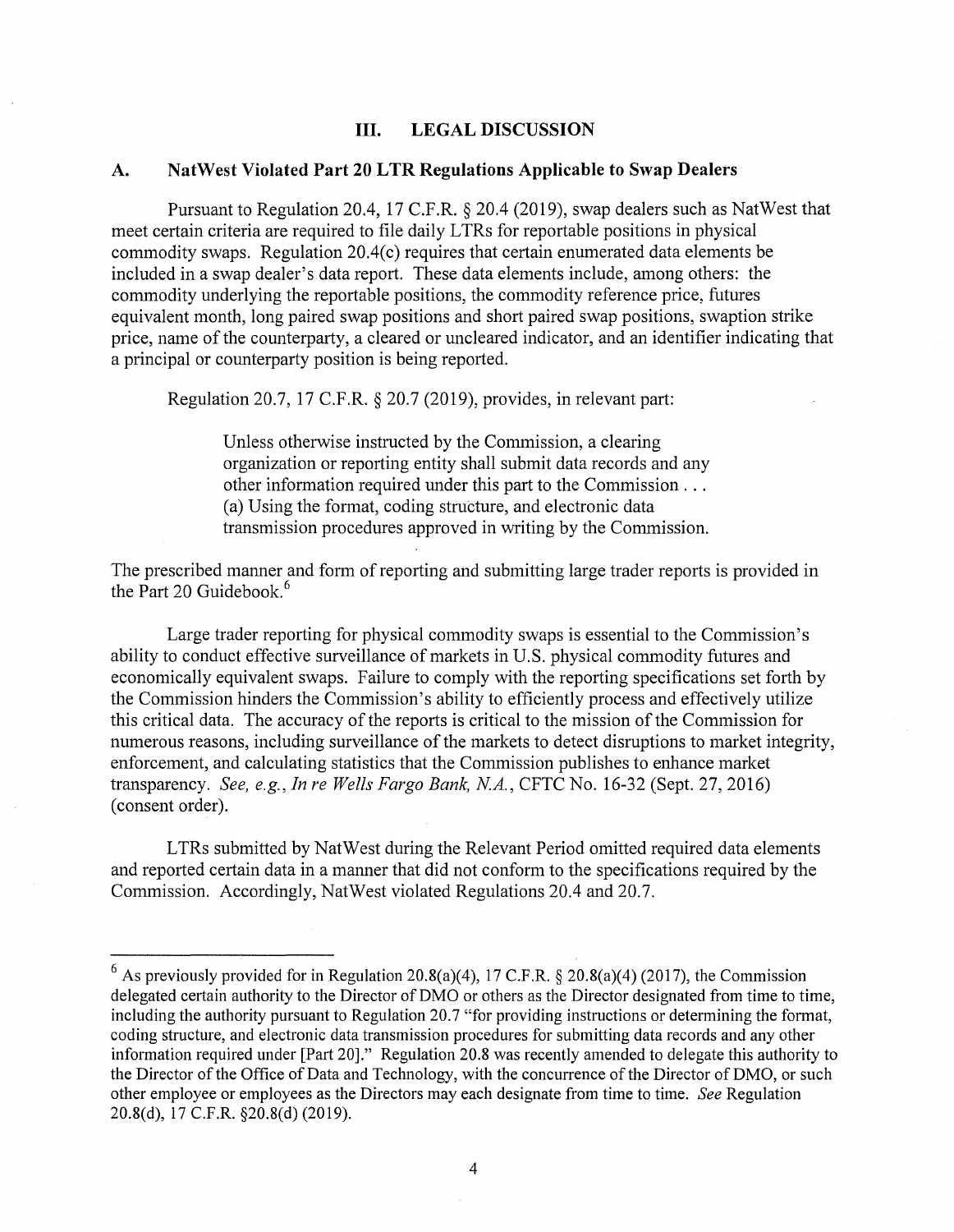## III. LEGAL DISCUSSION

### A. NatWest Violated Part 20 LTR Regulations Applicable to Swap Dealers

Pursuant to Regulation 20.4, 17 C.F.R. § 20.4 (2019), swap dealers such as NatWest that meet certain criteria are required to file daily LTRs for reportable positions in physical commodity swaps. Regulation 20.4(c) requires that certain enumerated data elements be included in a swap dealer's data report. These data elements include, among others: the commodity underlying the reportable positions, the commodity reference price, futures equivalent month, long paired swap positions and short paired swap positions, swaption strike price, name of the counterparty, a cleared or uncleared indicator, and an identifier indicating that a principal or counterparty position is being reported.

Regulation 20.7, 17 C.F.R. § 20.7 (2019), provides, in relevant part:

> Unless otherwise instructed by the Commission, a clearing organization or reporting entity shall submit data records and any other information required under this part to the Commission . . . (a) Using the format, coding structure, and electronic data transmission procedures approved in writing by the Commission.

The prescribed manner and form of reporting and submitting large trader reports is provided in the Part 20 Guidebook.[6]

Large trader reporting for physical commodity swaps is essential to the Commission's ability to conduct effective surveillance of markets in U.S. physical commodity futures and economically equivalent swaps. Failure to comply with the reporting specifications set forth by the Commission hinders the Commission's ability to efficiently process and effectively utilize this critical data. The accuracy of the reports is critical to the mission of the Commission for numerous reasons, including surveillance of the markets to detect disruptions to market integrity, enforcement, and calculating statistics that the Commission publishes to enhance market transparency. *See, e.g., In re Wells Fargo Bank, N.A.*, CFTC No. 16-32 (Sept. 27, 2016) (consent order).

LTRs submitted by NatWest during the Relevant Period omitted required data elements and reported certain data in a manner that did not conform to the specifications required by the Commission. Accordingly, NatWest violated Regulations 20.4 and 20.7.

---

[6] As previously provided for in Regulation 20.8(a)(4), 17 C.F.R. § 20.8(a)(4) (2017), the Commission delegated certain authority to the Director of DMO or others as the Director designated from time to time, including the authority pursuant to Regulation 20.7 "for providing instructions or determining the format, coding structure, and electronic data transmission procedures for submitting data records and any other information required under [Part 20]." Regulation 20.8 was recently amended to delegate this authority to the Director of the Office of Data and Technology, with the concurrence of the Director of DMO, or such other employee or employees as the Directors may each designate from time to time. *See* Regulation 20.8(d), 17 C.F.R. §20.8(d) (2019).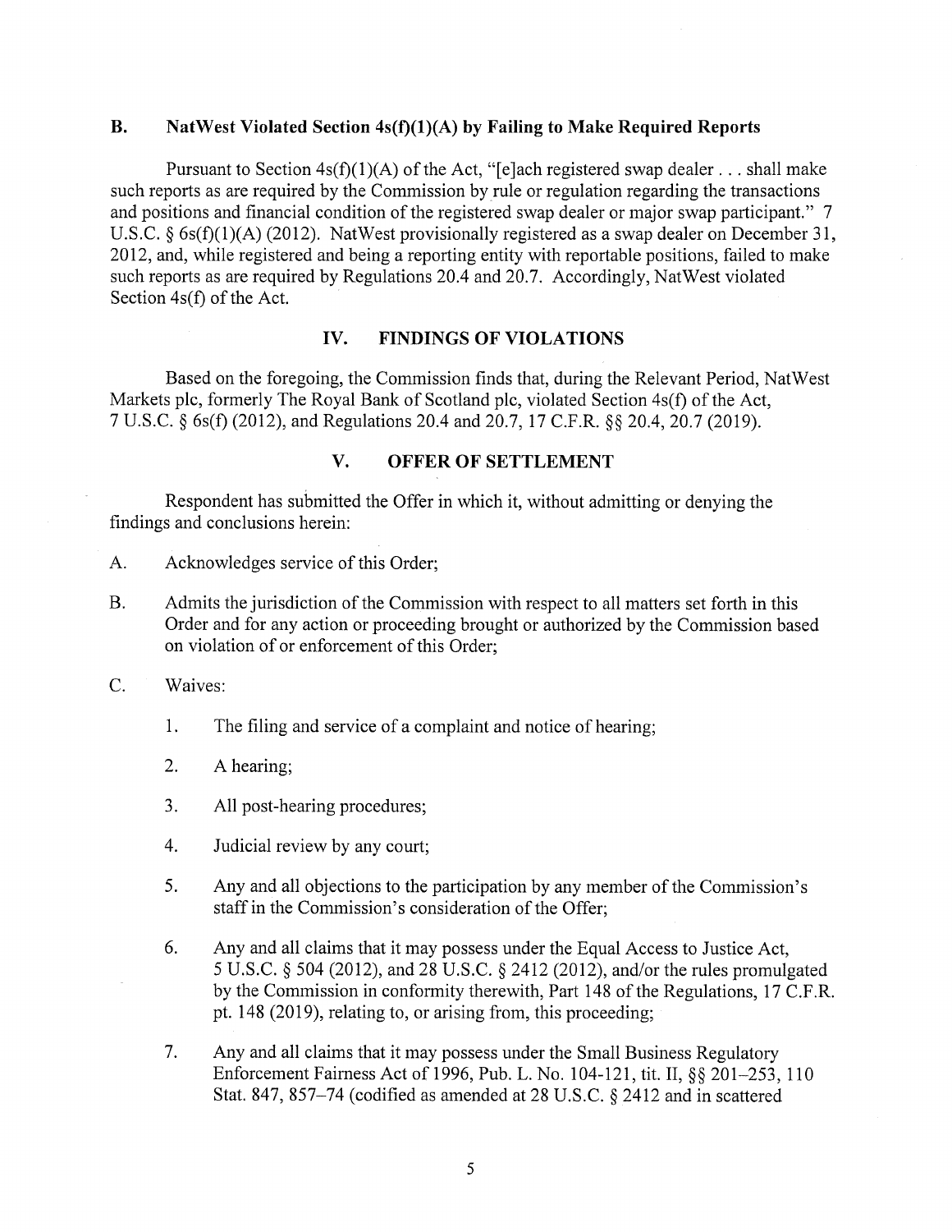### B. NatWest Violated Section 4s(f)(1)(A) by Failing to Make Required Reports

Pursuant to Section 4s(f)(1)(A) of the Act, "[e]ach registered swap dealer . . . shall make such reports as are required by the Commission by rule or regulation regarding the transactions and positions and financial condition of the registered swap dealer or major swap participant." 7 U.S.C. § 6s(f)(1)(A) (2012). NatWest provisionally registered as a swap dealer on December 31, 2012, and, while registered and being a reporting entity with reportable positions, failed to make such reports as are required by Regulations 20.4 and 20.7. Accordingly, NatWest violated Section 4s(f) of the Act.

## IV. FINDINGS OF VIOLATIONS

Based on the foregoing, the Commission finds that, during the Relevant Period, NatWest Markets plc, formerly The Royal Bank of Scotland plc, violated Section 4s(f) of the Act, 7 U.S.C. § 6s(f) (2012), and Regulations 20.4 and 20.7, 17 C.F.R. §§ 20.4, 20.7 (2019).

## V. OFFER OF SETTLEMENT

Respondent has submitted the Offer in which it, without admitting or denying the findings and conclusions herein:

A. Acknowledges service of this Order;

B. Admits the jurisdiction of the Commission with respect to all matters set forth in this Order and for any action or proceeding brought or authorized by the Commission based on violation of or enforcement of this Order;

C. Waives:

1. The filing and service of a complaint and notice of hearing;

2. A hearing;

3. All post-hearing procedures;

4. Judicial review by any court;

5. Any and all objections to the participation by any member of the Commission's staff in the Commission's consideration of the Offer;

6. Any and all claims that it may possess under the Equal Access to Justice Act, 5 U.S.C. § 504 (2012), and 28 U.S.C. § 2412 (2012), and/or the rules promulgated by the Commission in conformity therewith, Part 148 of the Regulations, 17 C.F.R. pt. 148 (2019), relating to, or arising from, this proceeding;

7. Any and all claims that it may possess under the Small Business Regulatory Enforcement Fairness Act of 1996, Pub. L. No. 104-121, tit. II, §§ 201–253, 110 Stat. 847, 857–74 (codified as amended at 28 U.S.C. § 2412 and in scattered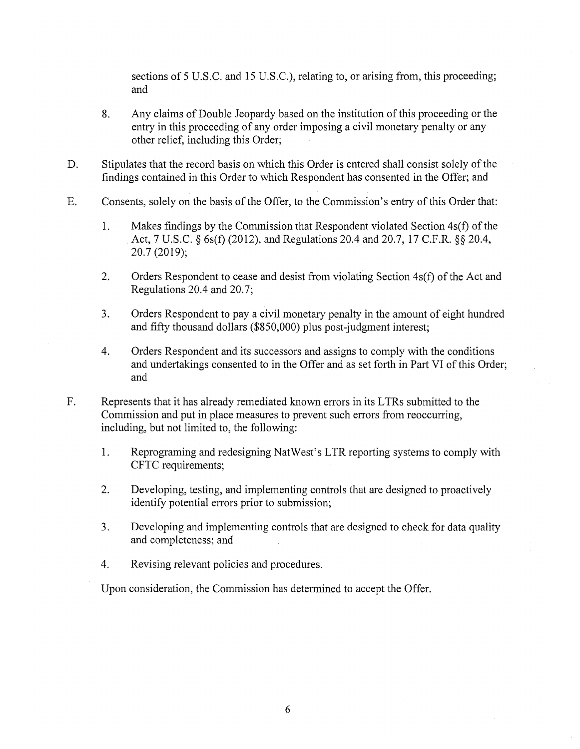sections of 5 U.S.C. and 15 U.S.C.), relating to, or arising from, this proceeding; and

8. Any claims of Double Jeopardy based on the institution of this proceeding or the entry in this proceeding of any order imposing a civil monetary penalty or any other relief, including this Order;

D. Stipulates that the record basis on which this Order is entered shall consist solely of the findings contained in this Order to which Respondent has consented in the Offer; and

E. Consents, solely on the basis of the Offer, to the Commission's entry of this Order that:

   1. Makes findings by the Commission that Respondent violated Section 4s(f) of the Act, 7 U.S.C. § 6s(f) (2012), and Regulations 20.4 and 20.7, 17 C.F.R. §§ 20.4, 20.7 (2019);

   2. Orders Respondent to cease and desist from violating Section 4s(f) of the Act and Regulations 20.4 and 20.7;

   3. Orders Respondent to pay a civil monetary penalty in the amount of eight hundred and fifty thousand dollars ($850,000) plus post-judgment interest;

   4. Orders Respondent and its successors and assigns to comply with the conditions and undertakings consented to in the Offer and as set forth in Part VI of this Order; and

F. Represents that it has already remediated known errors in its LTRs submitted to the Commission and put in place measures to prevent such errors from reoccurring, including, but not limited to, the following:

   1. Reprograming and redesigning NatWest's LTR reporting systems to comply with CFTC requirements;

   2. Developing, testing, and implementing controls that are designed to proactively identify potential errors prior to submission;

   3. Developing and implementing controls that are designed to check for data quality and completeness; and

   4. Revising relevant policies and procedures.

Upon consideration, the Commission has determined to accept the Offer.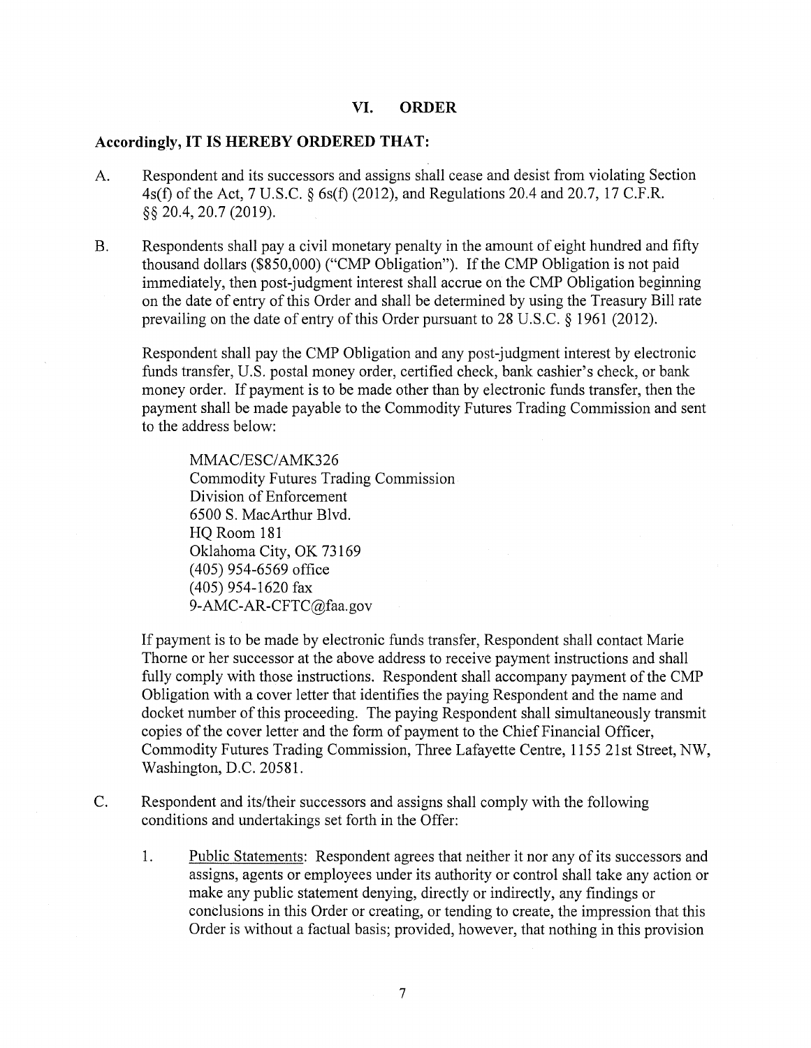## VI. ORDER

**Accordingly, IT IS HEREBY ORDERED THAT:**

A. Respondent and its successors and assigns shall cease and desist from violating Section 4s(f) of the Act, 7 U.S.C. § 6s(f) (2012), and Regulations 20.4 and 20.7, 17 C.F.R. §§ 20.4, 20.7 (2019).

B. Respondents shall pay a civil monetary penalty in the amount of eight hundred and fifty thousand dollars ($850,000) ("CMP Obligation"). If the CMP Obligation is not paid immediately, then post-judgment interest shall accrue on the CMP Obligation beginning on the date of entry of this Order and shall be determined by using the Treasury Bill rate prevailing on the date of entry of this Order pursuant to 28 U.S.C. § 1961 (2012).

   Respondent shall pay the CMP Obligation and any post-judgment interest by electronic funds transfer, U.S. postal money order, certified check, bank cashier's check, or bank money order. If payment is to be made other than by electronic funds transfer, then the payment shall be made payable to the Commodity Futures Trading Commission and sent to the address below:

   MMAC/ESC/AMK326
   Commodity Futures Trading Commission
   Division of Enforcement
   6500 S. MacArthur Blvd.
   HQ Room 181
   Oklahoma City, OK 73169
   (405) 954-6569 office
   (405) 954-1620 fax
   9-AMC-AR-CFTC@faa.gov

   If payment is to be made by electronic funds transfer, Respondent shall contact Marie Thorne or her successor at the above address to receive payment instructions and shall fully comply with those instructions. Respondent shall accompany payment of the CMP Obligation with a cover letter that identifies the paying Respondent and the name and docket number of this proceeding. The paying Respondent shall simultaneously transmit copies of the cover letter and the form of payment to the Chief Financial Officer, Commodity Futures Trading Commission, Three Lafayette Centre, 1155 21st Street, NW, Washington, D.C. 20581.

C. Respondent and its/their successors and assigns shall comply with the following conditions and undertakings set forth in the Offer:

   1. Public Statements: Respondent agrees that neither it nor any of its successors and assigns, agents or employees under its authority or control shall take any action or make any public statement denying, directly or indirectly, any findings or conclusions in this Order or creating, or tending to create, the impression that this Order is without a factual basis; provided, however, that nothing in this provision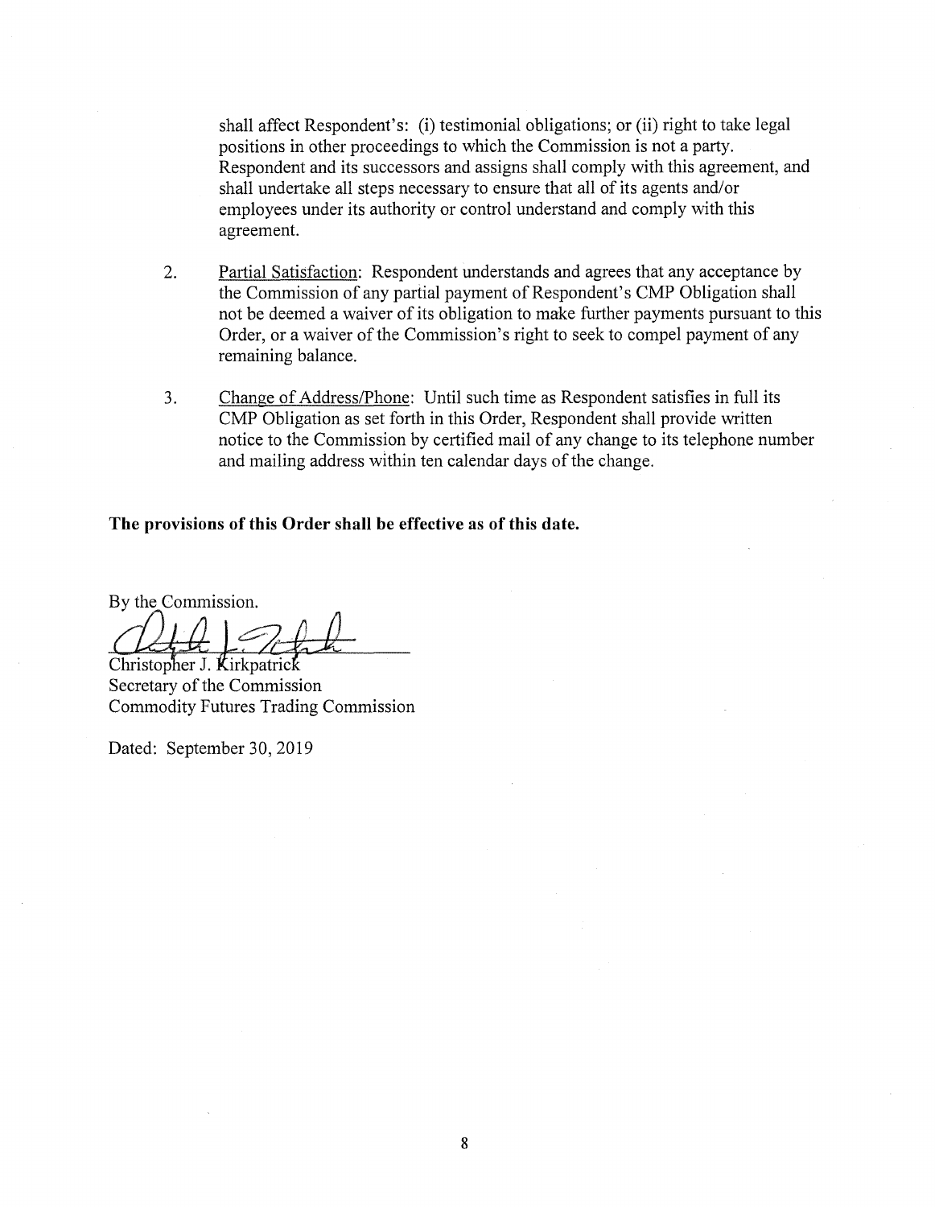shall affect Respondent's: (i) testimonial obligations; or (ii) right to take legal positions in other proceedings to which the Commission is not a party. Respondent and its successors and assigns shall comply with this agreement, and shall undertake all steps necessary to ensure that all of its agents and/or employees under its authority or control understand and comply with this agreement.

2. Partial Satisfaction: Respondent understands and agrees that any acceptance by the Commission of any partial payment of Respondent's CMP Obligation shall not be deemed a waiver of its obligation to make further payments pursuant to this Order, or a waiver of the Commission's right to seek to compel payment of any remaining balance.

3. Change of Address/Phone: Until such time as Respondent satisfies in full its CMP Obligation as set forth in this Order, Respondent shall provide written notice to the Commission by certified mail of any change to its telephone number and mailing address within ten calendar days of the change.

**The provisions of this Order shall be effective as of this date.**

By the Commission.

Christopher J. Kirkpatrick
Secretary of the Commission
Commodity Futures Trading Commission

Dated: September 30, 2019